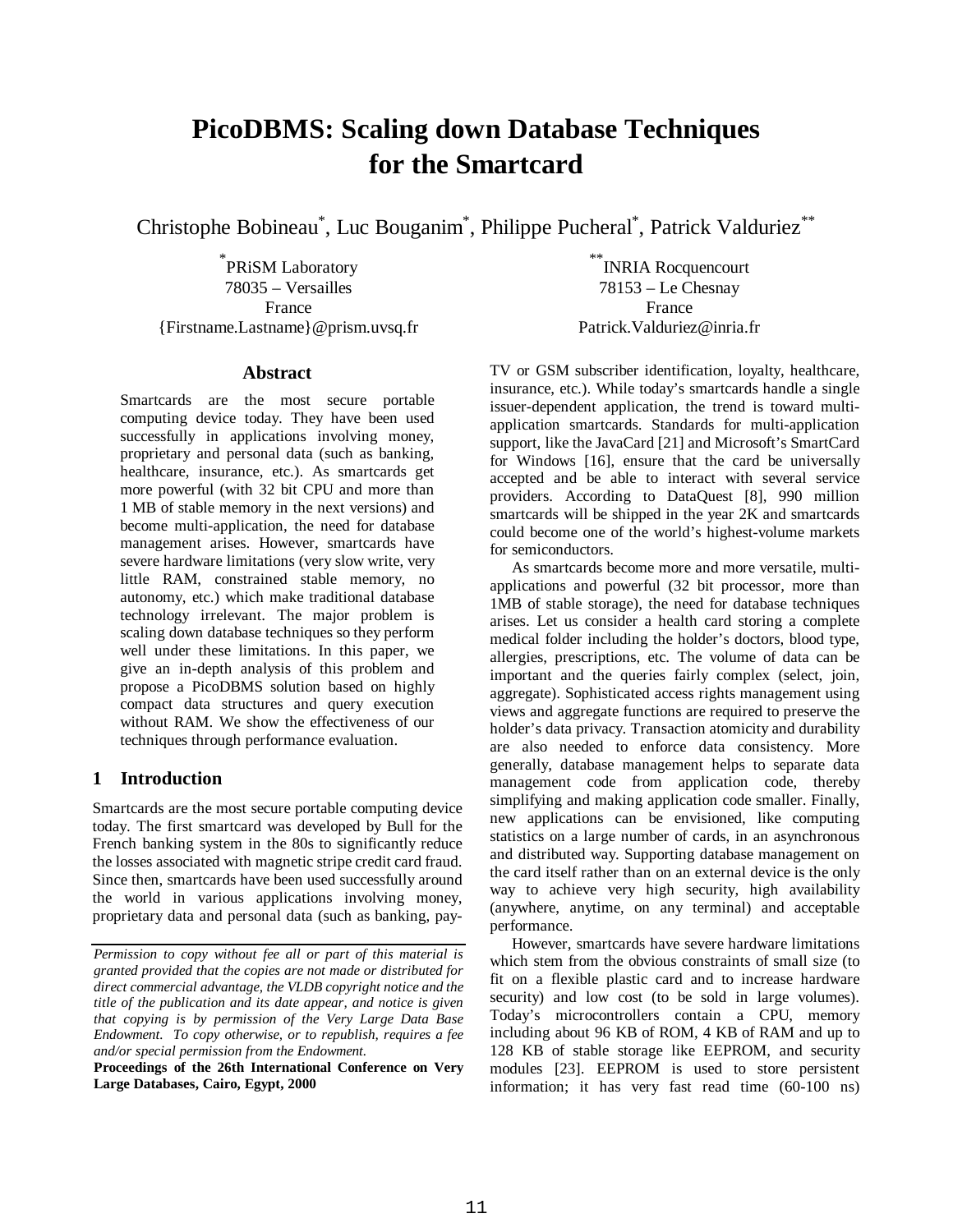# PicoDBMS: Scaling down Database Techniques for the Smartcard

Christophe Bobineau[*], Luc Bouganim[*], Philippe Pucheral[*], Patrick Valduriez[**]

[*] PRiSM Laboratory
78035 – Versailles
France
{Firstname.Lastname}@prism.uvsq.fr

[**] INRIA Rocquencourt
78153 – Le Chesnay
France
Patrick.Valduriez@inria.fr

### Abstract

Smartcards are the most secure portable computing device today. They have been used successfully in applications involving money, proprietary and personal data (such as banking, healthcare, insurance, etc.). As smartcards get more powerful (with 32 bit CPU and more than 1 MB of stable memory in the next versions) and become multi-application, the need for database management arises. However, smartcards have severe hardware limitations (very slow write, very little RAM, constrained stable memory, no autonomy, etc.) which make traditional database technology irrelevant. The major problem is scaling down database techniques so they perform well under these limitations. In this paper, we give an in-depth analysis of this problem and propose a PicoDBMS solution based on highly compact data structures and query execution without RAM. We show the effectiveness of our techniques through performance evaluation.

## 1 Introduction

Smartcards are the most secure portable computing device today. The first smartcard was developed by Bull for the French banking system in the 80s to significantly reduce the losses associated with magnetic stripe credit card fraud. Since then, smartcards have been used successfully around the world in various applications involving money, proprietary data and personal data (such as banking, pay-TV or GSM subscriber identification, loyalty, healthcare, insurance, etc.). While today's smartcards handle a single issuer-dependent application, the trend is toward multi-application smartcards. Standards for multi-application support, like the JavaCard [21] and Microsoft's SmartCard for Windows [16], ensure that the card be universally accepted and be able to interact with several service providers. According to DataQuest [8], 990 million smartcards will be shipped in the year 2K and smartcards could become one of the world's highest-volume markets for semiconductors.

As smartcards become more and more versatile, multi-applications and powerful (32 bit processor, more than 1MB of stable storage), the need for database techniques arises. Let us consider a health card storing a complete medical folder including the holder's doctors, blood type, allergies, prescriptions, etc. The volume of data can be important and the queries fairly complex (select, join, aggregate). Sophisticated access rights management using views and aggregate functions are required to preserve the holder's data privacy. Transaction atomicity and durability are also needed to enforce data consistency. More generally, database management helps to separate data management code from application code, thereby simplifying and making application code smaller. Finally, new applications can be envisioned, like computing statistics on a large number of cards, in an asynchronous and distributed way. Supporting database management on the card itself rather than on an external device is the only way to achieve very high security, high availability (anywhere, anytime, on any terminal) and acceptable performance.

However, smartcards have severe hardware limitations which stem from the obvious constraints of small size (to fit on a flexible plastic card and to increase hardware security) and low cost (to be sold in large volumes). Today's microcontrollers contain a CPU, memory including about 96 KB of ROM, 4 KB of RAM and up to 128 KB of stable storage like EEPROM, and security modules [23]. EEPROM is used to store persistent information; it has very fast read time (60-100 ns)

*Permission to copy without fee all or part of this material is granted provided that the copies are not made or distributed for direct commercial advantage, the VLDB copyright notice and the title of the publication and its date appear, and notice is given that copying is by permission of the Very Large Data Base Endowment. To copy otherwise, or to republish, requires a fee and/or special permission from the Endowment.*

**Proceedings of the 26th International Conference on Very Large Databases, Cairo, Egypt, 2000**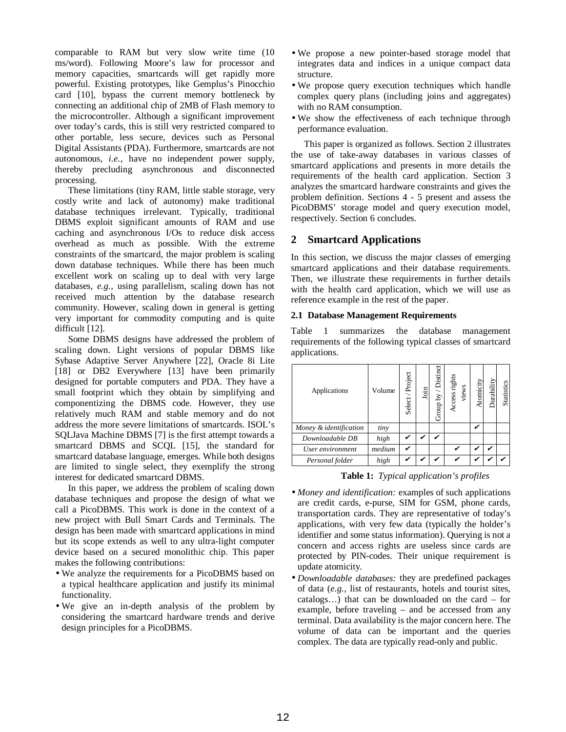comparable to RAM but very slow write time (10 ms/word). Following Moore's law for processor and memory capacities, smartcards will get rapidly more powerful. Existing prototypes, like Gemplus's Pinocchio card [10], bypass the current memory bottleneck by connecting an additional chip of 2MB of Flash memory to the microcontroller. Although a significant improvement over today's cards, this is still very restricted compared to other portable, less secure, devices such as Personal Digital Assistants (PDA). Furthermore, smartcards are not autonomous, *i.e.,* have no independent power supply, thereby precluding asynchronous and disconnected processing.

These limitations (tiny RAM, little stable storage, very costly write and lack of autonomy) make traditional database techniques irrelevant. Typically, traditional DBMS exploit significant amounts of RAM and use caching and asynchronous I/Os to reduce disk access overhead as much as possible. With the extreme constraints of the smartcard, the major problem is scaling down database techniques. While there has been much excellent work on scaling up to deal with very large databases, *e.g.,* using parallelism, scaling down has not received much attention by the database research community. However, scaling down in general is getting very important for commodity computing and is quite difficult [12].

Some DBMS designs have addressed the problem of scaling down. Light versions of popular DBMS like Sybase Adaptive Server Anywhere [22], Oracle 8i Lite [18] or DB2 Everywhere [13] have been primarily designed for portable computers and PDA. They have a small footprint which they obtain by simplifying and componentizing the DBMS code. However, they use relatively much RAM and stable memory and do not address the more severe limitations of smartcards. ISOL's SQLJava Machine DBMS [7] is the first attempt towards a smartcard DBMS and SCQL [15], the standard for smartcard database language, emerges. While both designs are limited to single select, they exemplify the strong interest for dedicated smartcard DBMS.

In this paper, we address the problem of scaling down database techniques and propose the design of what we call a PicoDBMS. This work is done in the context of a new project with Bull Smart Cards and Terminals. The design has been made with smartcard applications in mind but its scope extends as well to any ultra-light computer device based on a secured monolithic chip. This paper makes the following contributions:

- We analyze the requirements for a PicoDBMS based on a typical healthcare application and justify its minimal functionality.
- We give an in-depth analysis of the problem by considering the smartcard hardware trends and derive design principles for a PicoDBMS.
- We propose a new pointer-based storage model that integrates data and indices in a unique compact data structure.
- We propose query execution techniques which handle complex query plans (including joins and aggregates) with no RAM consumption.
- We show the effectiveness of each technique through performance evaluation.

This paper is organized as follows. Section 2 illustrates the use of take-away databases in various classes of smartcard applications and presents in more details the requirements of the health card application. Section 3 analyzes the smartcard hardware constraints and gives the problem definition. Sections 4 - 5 present and assess the PicoDBMS' storage model and query execution model, respectively. Section 6 concludes.

## 2 Smartcard Applications

In this section, we discuss the major classes of emerging smartcard applications and their database requirements. Then, we illustrate these requirements in further details with the health card application, which we will use as reference example in the rest of the paper.

### 2.1 Database Management Requirements

Table 1 summarizes the database management requirements of the following typical classes of smartcard applications.

| Applications | Volume | Select / Project | Join | Group by / Distinct | Access rights views | Atomicity | Durability | Statistics |
|---|---|---|---|---|---|---|---|---|
| *Money & identification* | *tiny* | | | | | ✔ | | |
| *Downloadable DB* | *high* | ✔ | ✔ | ✔ | | | | |
| *User environment* | *medium* | ✔ | | | ✔ | ✔ | ✔ | |
| *Personal folder* | *high* | ✔ | ✔ | ✔ | ✔ | ✔ | ✔ | ✔ |

**Table 1:** *Typical application's profiles*

- *Money and identification:* examples of such applications are credit cards, e-purse, SIM for GSM, phone cards, transportation cards. They are representative of today's applications, with very few data (typically the holder's identifier and some status information). Querying is not a concern and access rights are useless since cards are protected by PIN-codes. Their unique requirement is update atomicity.
- *Downloadable databases:* they are predefined packages of data (*e.g.,* list of restaurants, hotels and tourist sites, catalogs…) that can be downloaded on the card – for example, before traveling – and be accessed from any terminal. Data availability is the major concern here. The volume of data can be important and the queries complex. The data are typically read-only and public.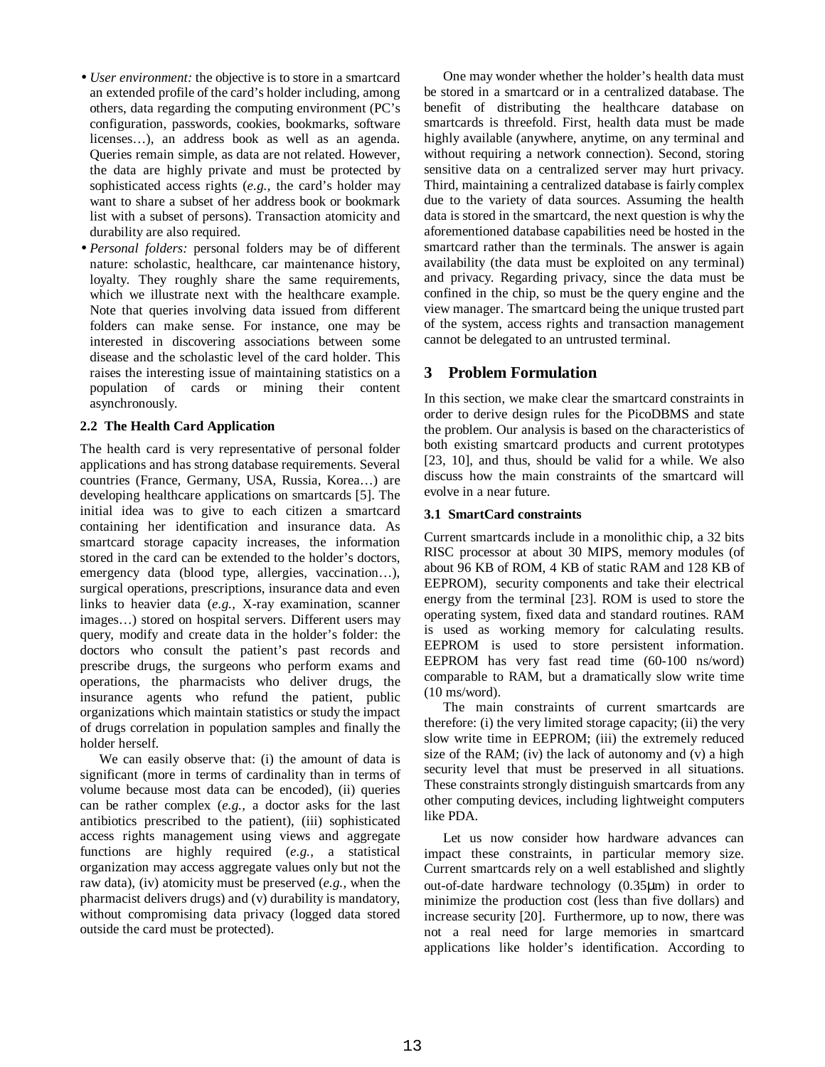- *User environment:* the objective is to store in a smartcard an extended profile of the card's holder including, among others, data regarding the computing environment (PC's configuration, passwords, cookies, bookmarks, software licenses…), an address book as well as an agenda. Queries remain simple, as data are not related. However, the data are highly private and must be protected by sophisticated access rights (*e.g.,* the card's holder may want to share a subset of her address book or bookmark list with a subset of persons). Transaction atomicity and durability are also required.
- *Personal folders:* personal folders may be of different nature: scholastic, healthcare, car maintenance history, loyalty. They roughly share the same requirements, which we illustrate next with the healthcare example. Note that queries involving data issued from different folders can make sense. For instance, one may be interested in discovering associations between some disease and the scholastic level of the card holder. This raises the interesting issue of maintaining statistics on a population of cards or mining their content asynchronously.

### 2.2 The Health Card Application

The health card is very representative of personal folder applications and has strong database requirements. Several countries (France, Germany, USA, Russia, Korea…) are developing healthcare applications on smartcards [5]. The initial idea was to give to each citizen a smartcard containing her identification and insurance data. As smartcard storage capacity increases, the information stored in the card can be extended to the holder's doctors, emergency data (blood type, allergies, vaccination…), surgical operations, prescriptions, insurance data and even links to heavier data (*e.g.,* X-ray examination, scanner images…) stored on hospital servers. Different users may query, modify and create data in the holder's folder: the doctors who consult the patient's past records and prescribe drugs, the surgeons who perform exams and operations, the pharmacists who deliver drugs, the insurance agents who refund the patient, public organizations which maintain statistics or study the impact of drugs correlation in population samples and finally the holder herself.

We can easily observe that: (i) the amount of data is significant (more in terms of cardinality than in terms of volume because most data can be encoded), (ii) queries can be rather complex (*e.g.,* a doctor asks for the last antibiotics prescribed to the patient), (iii) sophisticated access rights management using views and aggregate functions are highly required (*e.g.,* a statistical organization may access aggregate values only but not the raw data), (iv) atomicity must be preserved (*e.g.,* when the pharmacist delivers drugs) and (v) durability is mandatory, without compromising data privacy (logged data stored outside the card must be protected).

One may wonder whether the holder's health data must be stored in a smartcard or in a centralized database. The benefit of distributing the healthcare database on smartcards is threefold. First, health data must be made highly available (anywhere, anytime, on any terminal and without requiring a network connection). Second, storing sensitive data on a centralized server may hurt privacy. Third, maintaining a centralized database is fairly complex due to the variety of data sources. Assuming the health data is stored in the smartcard, the next question is why the aforementioned database capabilities need be hosted in the smartcard rather than the terminals. The answer is again availability (the data must be exploited on any terminal) and privacy. Regarding privacy, since the data must be confined in the chip, so must be the query engine and the view manager. The smartcard being the unique trusted part of the system, access rights and transaction management cannot be delegated to an untrusted terminal.

## 3 Problem Formulation

In this section, we make clear the smartcard constraints in order to derive design rules for the PicoDBMS and state the problem. Our analysis is based on the characteristics of both existing smartcard products and current prototypes [23, 10], and thus, should be valid for a while. We also discuss how the main constraints of the smartcard will evolve in a near future.

### 3.1 SmartCard constraints

Current smartcards include in a monolithic chip, a 32 bits RISC processor at about 30 MIPS, memory modules (of about 96 KB of ROM, 4 KB of static RAM and 128 KB of EEPROM), security components and take their electrical energy from the terminal [23]. ROM is used to store the operating system, fixed data and standard routines. RAM is used as working memory for calculating results. EEPROM is used to store persistent information. EEPROM has very fast read time (60-100 ns/word) comparable to RAM, but a dramatically slow write time (10 ms/word).

The main constraints of current smartcards are therefore: (i) the very limited storage capacity; (ii) the very slow write time in EEPROM; (iii) the extremely reduced size of the RAM; (iv) the lack of autonomy and (v) a high security level that must be preserved in all situations. These constraints strongly distinguish smartcards from any other computing devices, including lightweight computers like PDA.

Let us now consider how hardware advances can impact these constraints, in particular memory size. Current smartcards rely on a well established and slightly out-of-date hardware technology (0.35μm) in order to minimize the production cost (less than five dollars) and increase security [20]. Furthermore, up to now, there was not a real need for large memories in smartcard applications like holder's identification. According to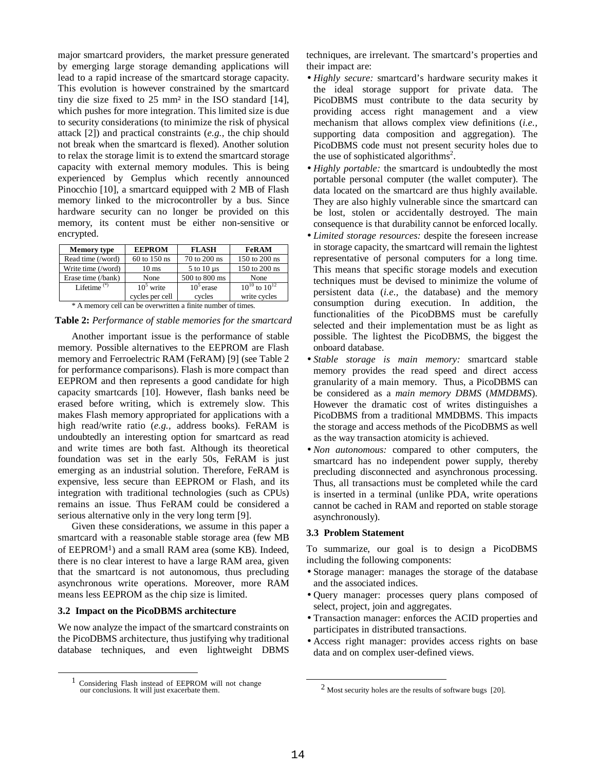major smartcard providers, the market pressure generated by emerging large storage demanding applications will lead to a rapid increase of the smartcard storage capacity. This evolution is however constrained by the smartcard tiny die size fixed to 25 mm² in the ISO standard [14], which pushes for more integration. This limited size is due to security considerations (to minimize the risk of physical attack [2]) and practical constraints (*e.g.,* the chip should not break when the smartcard is flexed). Another solution to relax the storage limit is to extend the smartcard storage capacity with external memory modules. This is being experienced by Gemplus which recently announced Pinocchio [10], a smartcard equipped with 2 MB of Flash memory linked to the microcontroller by a bus. Since hardware security can no longer be provided on this memory, its content must be either non-sensitive or encrypted.

| Memory type | EEPROM | FLASH | FeRAM |
|---|---|---|---|
| Read time (/word) | 60 to 150 ns | 70 to 200 ns | 150 to 200 ns |
| Write time (/word) | 10 ms | 5 to 10 µs | 150 to 200 ns |
| Erase time (/bank) | None | 500 to 800 ms | None |
| Lifetime (*) | $10^5$ write cycles per cell | $10^5$ erase cycles | $10^{10}$ to $10^{12}$ write cycles |

\* A memory cell can be overwritten a finite number of times.

**Table 2:** *Performance of stable memories for the smartcard*

Another important issue is the performance of stable memory. Possible alternatives to the EEPROM are Flash memory and Ferroelectric RAM (FeRAM) [9] (see Table 2 for performance comparisons). Flash is more compact than EEPROM and then represents a good candidate for high capacity smartcards [10]. However, flash banks need be erased before writing, which is extremely slow. This makes Flash memory appropriated for applications with a high read/write ratio (*e.g.,* address books). FeRAM is undoubtedly an interesting option for smartcard as read and write times are both fast. Although its theoretical foundation was set in the early 50s, FeRAM is just emerging as an industrial solution. Therefore, FeRAM is expensive, less secure than EEPROM or Flash, and its integration with traditional technologies (such as CPUs) remains an issue. Thus FeRAM could be considered a serious alternative only in the very long term [9].

Given these considerations, we assume in this paper a smartcard with a reasonable stable storage area (few MB of EEPROM[1]) and a small RAM area (some KB). Indeed, there is no clear interest to have a large RAM area, given that the smartcard is not autonomous, thus precluding asynchronous write operations. Moreover, more RAM means less EEPROM as the chip size is limited.

### 3.2 Impact on the PicoDBMS architecture

We now analyze the impact of the smartcard constraints on the PicoDBMS architecture, thus justifying why traditional database techniques, and even lightweight DBMS techniques, are irrelevant. The smartcard's properties and their impact are:

- *Highly secure:* smartcard's hardware security makes it the ideal storage support for private data. The PicoDBMS must contribute to the data security by providing access right management and a view mechanism that allows complex view definitions (*i.e.,* supporting data composition and aggregation). The PicoDBMS code must not present security holes due to the use of sophisticated algorithms[2].
- *Highly portable:* the smartcard is undoubtedly the most portable personal computer (the wallet computer). The data located on the smartcard are thus highly available. They are also highly vulnerable since the smartcard can be lost, stolen or accidentally destroyed. The main consequence is that durability cannot be enforced locally.
- *Limited storage resources:* despite the foreseen increase in storage capacity, the smartcard will remain the lightest representative of personal computers for a long time. This means that specific storage models and execution techniques must be devised to minimize the volume of persistent data (*i.e.,* the database) and the memory consumption during execution. In addition, the functionalities of the PicoDBMS must be carefully selected and their implementation must be as light as possible. The lightest the PicoDBMS, the biggest the onboard database.
- *Stable storage is main memory:* smartcard stable memory provides the read speed and direct access granularity of a main memory. Thus, a PicoDBMS can be considered as a *main memory DBMS* (*MMDBMS*). However the dramatic cost of writes distinguishes a PicoDBMS from a traditional MMDBMS. This impacts the storage and access methods of the PicoDBMS as well as the way transaction atomicity is achieved.
- *Non autonomous:* compared to other computers, the smartcard has no independent power supply, thereby precluding disconnected and asynchronous processing. Thus, all transactions must be completed while the card is inserted in a terminal (unlike PDA, write operations cannot be cached in RAM and reported on stable storage asynchronously).

### 3.3 Problem Statement

To summarize, our goal is to design a PicoDBMS including the following components:

- Storage manager: manages the storage of the database and the associated indices.
- Query manager: processes query plans composed of select, project, join and aggregates.
- Transaction manager: enforces the ACID properties and participates in distributed transactions.
- Access right manager: provides access rights on base data and on complex user-defined views.

---

[1] Considering Flash instead of EEPROM will not change our conclusions. It will just exacerbate them.

[2] Most security holes are the results of software bugs [20].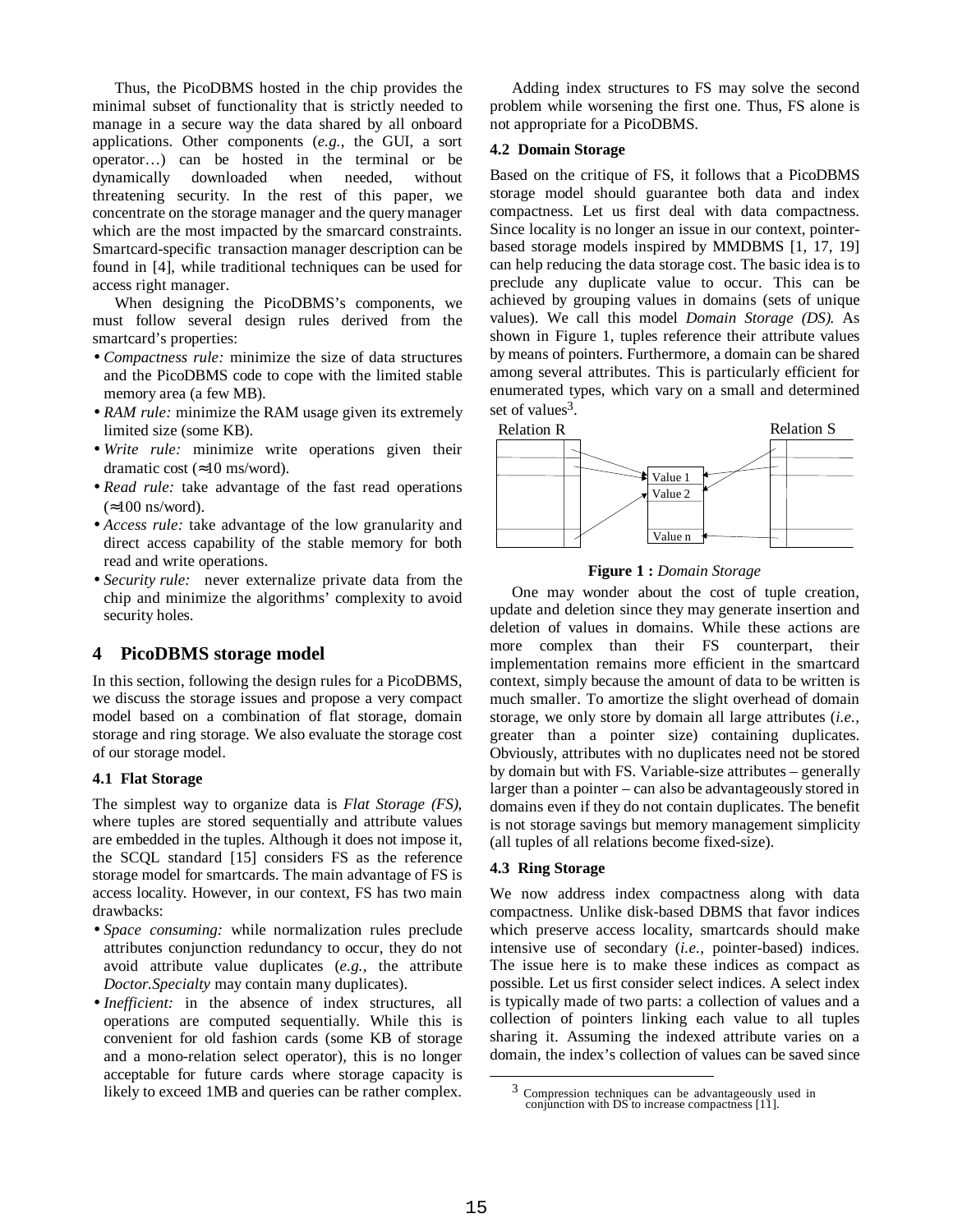Thus, the PicoDBMS hosted in the chip provides the minimal subset of functionality that is strictly needed to manage in a secure way the data shared by all onboard applications. Other components (*e.g.,* the GUI, a sort operator…) can be hosted in the terminal or be dynamically downloaded when needed, without threatening security. In the rest of this paper, we concentrate on the storage manager and the query manager which are the most impacted by the smarcard constraints. Smartcard-specific transaction manager description can be found in [4], while traditional techniques can be used for access right manager.

When designing the PicoDBMS's components, we must follow several design rules derived from the smartcard's properties:

- *Compactness rule:* minimize the size of data structures and the PicoDBMS code to cope with the limited stable memory area (a few MB).
- *RAM rule:* minimize the RAM usage given its extremely limited size (some KB).
- *Write rule:* minimize write operations given their dramatic cost (≈10 ms/word).
- *Read rule:* take advantage of the fast read operations (≈100 ns/word).
- *Access rule:* take advantage of the low granularity and direct access capability of the stable memory for both read and write operations.
- *Security rule:* never externalize private data from the chip and minimize the algorithms' complexity to avoid security holes.

## 4 PicoDBMS storage model

In this section, following the design rules for a PicoDBMS, we discuss the storage issues and propose a very compact model based on a combination of flat storage, domain storage and ring storage. We also evaluate the storage cost of our storage model.

### 4.1 Flat Storage

The simplest way to organize data is *Flat Storage (FS),* where tuples are stored sequentially and attribute values are embedded in the tuples. Although it does not impose it, the SCQL standard [15] considers FS as the reference storage model for smartcards. The main advantage of FS is access locality. However, in our context, FS has two main drawbacks:

- *Space consuming:* while normalization rules preclude attributes conjunction redundancy to occur, they do not avoid attribute value duplicates (*e.g.,* the attribute *Doctor.Specialty* may contain many duplicates).
- *Inefficient:* in the absence of index structures, all operations are computed sequentially. While this is convenient for old fashion cards (some KB of storage and a mono-relation select operator), this is no longer acceptable for future cards where storage capacity is likely to exceed 1MB and queries can be rather complex.

Adding index structures to FS may solve the second problem while worsening the first one. Thus, FS alone is not appropriate for a PicoDBMS.

### 4.2 Domain Storage

Based on the critique of FS, it follows that a PicoDBMS storage model should guarantee both data and index compactness. Let us first deal with data compactness. Since locality is no longer an issue in our context, pointer-based storage models inspired by MMDBMS [1, 17, 19] can help reducing the data storage cost. The basic idea is to preclude any duplicate value to occur. This can be achieved by grouping values in domains (sets of unique values). We call this model *Domain Storage (DS).* As shown in Figure 1, tuples reference their attribute values by means of pointers. Furthermore, a domain can be shared among several attributes. This is particularly efficient for enumerated types, which vary on a small and determined set of values[3].

Relation R | Value 1, Value 2, …, Value n | Relation S

**Figure 1 :** *Domain Storage*

One may wonder about the cost of tuple creation, update and deletion since they may generate insertion and deletion of values in domains. While these actions are more complex than their FS counterpart, their implementation remains more efficient in the smartcard context, simply because the amount of data to be written is much smaller. To amortize the slight overhead of domain storage, we only store by domain all large attributes (*i.e.,* greater than a pointer size) containing duplicates. Obviously, attributes with no duplicates need not be stored by domain but with FS. Variable-size attributes – generally larger than a pointer – can also be advantageously stored in domains even if they do not contain duplicates. The benefit is not storage savings but memory management simplicity (all tuples of all relations become fixed-size).

### 4.3 Ring Storage

We now address index compactness along with data compactness. Unlike disk-based DBMS that favor indices which preserve access locality, smartcards should make intensive use of secondary (*i.e.,* pointer-based) indices. The issue here is to make these indices as compact as possible. Let us first consider select indices. A select index is typically made of two parts: a collection of values and a collection of pointers linking each value to all tuples sharing it. Assuming the indexed attribute varies on a domain, the index's collection of values can be saved since

[3] Compression techniques can be advantageously used in conjunction with DS to increase compactness [11].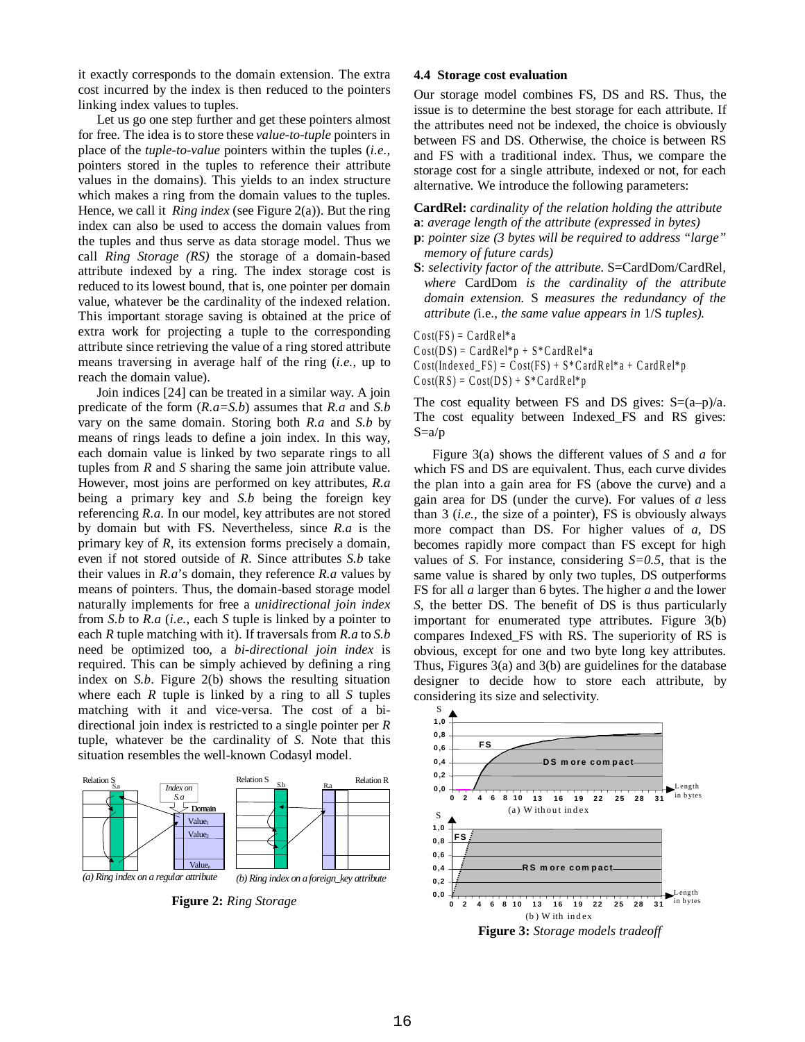it exactly corresponds to the domain extension. The extra cost incurred by the index is then reduced to the pointers linking index values to tuples.

Let us go one step further and get these pointers almost for free. The idea is to store these *value-to-tuple* pointers in place of the *tuple-to-value* pointers within the tuples (*i.e.*, pointers stored in the tuples to reference their attribute values in the domains). This yields to an index structure which makes a ring from the domain values to the tuples. Hence, we call it *Ring index* (see Figure 2(a)). But the ring index can also be used to access the domain values from the tuples and thus serve as data storage model. Thus we call *Ring Storage (RS)* the storage of a domain-based attribute indexed by a ring. The index storage cost is reduced to its lowest bound, that is, one pointer per domain value, whatever be the cardinality of the indexed relation. This important storage saving is obtained at the price of extra work for projecting a tuple to the corresponding attribute since retrieving the value of a ring stored attribute means traversing in average half of the ring (*i.e.*, up to reach the domain value).

Join indices [24] can be treated in a similar way. A join predicate of the form (*R.a=S.b*) assumes that *R.a* and *S.b* vary on the same domain. Storing both *R.a* and *S.b* by means of rings leads to define a join index. In this way, each domain value is linked by two separate rings to all tuples from *R* and *S* sharing the same join attribute value. However, most joins are performed on key attributes, *R.a* being a primary key and *S.b* being the foreign key referencing *R.a*. In our model, key attributes are not stored by domain but with FS. Nevertheless, since *R.a* is the primary key of *R*, its extension forms precisely a domain, even if not stored outside of *R*. Since attributes *S.b* take their values in *R.a*'s domain, they reference *R.a* values by means of pointers. Thus, the domain-based storage model naturally implements for free a *unidirectional join index* from *S.b* to *R.a* (*i.e.*, each *S* tuple is linked by a pointer to each *R* tuple matching with it). If traversals from *R.a* to *S.b* need be optimized too, a *bi-directional join index* is required. This can be simply achieved by defining a ring index on *S.b*. Figure 2(b) shows the resulting situation where each *R* tuple is linked by a ring to all *S* tuples matching with it and vice-versa. The cost of a bi-directional join index is restricted to a single pointer per *R* tuple, whatever be the cardinality of *S*. Note that this situation resembles the well-known Codasyl model.

Relation S
S.a
Index on S.a
Domain
Value1
Value2
Valuen
(a) Ring index on a regular attribute

Relation S
S.b
R.a
Relation R
(b) Ring index on a foreign_key attribute

**Figure 2:** *Ring Storage*

### 4.4 Storage cost evaluation

Our storage model combines FS, DS and RS. Thus, the issue is to determine the best storage for each attribute. If the attributes need not be indexed, the choice is obviously between FS and DS. Otherwise, the choice is between RS and FS with a traditional index. Thus, we compare the storage cost for a single attribute, indexed or not, for each alternative. We introduce the following parameters:

**CardRel:** *cardinality of the relation holding the attribute*
**a**: *average length of the attribute (expressed in bytes)*
**p**: *pointer size (3 bytes will be required to address "large" memory of future cards)*
**S**: *selectivity factor of the attribute.* S=CardDom/CardRel, *where* CardDom *is the cardinality of the attribute domain extension.* S *measures the redundancy of the attribute (*i.e., *the same value appears in* 1/S *tuples).*

Cost(FS) = CardRel*a
Cost(DS) = CardRel*p + S*CardRel*a
Cost(Indexed_FS) = Cost(FS) + S*CardRel*a + CardRel*p
Cost(RS) = Cost(DS) + S*CardRel*p

The cost equality between FS and DS gives: S=(a–p)/a. The cost equality between Indexed_FS and RS gives: S=a/p

Figure 3(a) shows the different values of *S* and *a* for which FS and DS are equivalent. Thus, each curve divides the plan into a gain area for FS (above the curve) and a gain area for DS (under the curve). For values of *a* less than 3 (*i.e.*, the size of a pointer), FS is obviously always more compact than DS. For higher values of *a*, DS becomes rapidly more compact than FS except for high values of *S*. For instance, considering *S=0.5*, that is the same value is shared by only two tuples, DS outperforms FS for all *a* larger than 6 bytes. The higher *a* and the lower *S*, the better DS. The benefit of DS is thus particularly important for enumerated type attributes. Figure 3(b) compares Indexed_FS with RS. The superiority of RS is obvious, except for one and two byte long key attributes. Thus, Figures 3(a) and 3(b) are guidelines for the database designer to decide how to store each attribute, by considering its size and selectivity.

S
1,0
0,8
0,6
0,4
0,2
0,0
FS
DS more compact
Length in bytes
0 2 4 6 8 10 13 16 19 22 25 28 31
(a) Without index

S
1,0
0,8
0,6
0,4
0,2
0,0
FS
RS more compact
Length in bytes
0 2 4 6 8 10 13 16 19 22 25 28 31
(b) With index

**Figure 3:** *Storage models tradeoff*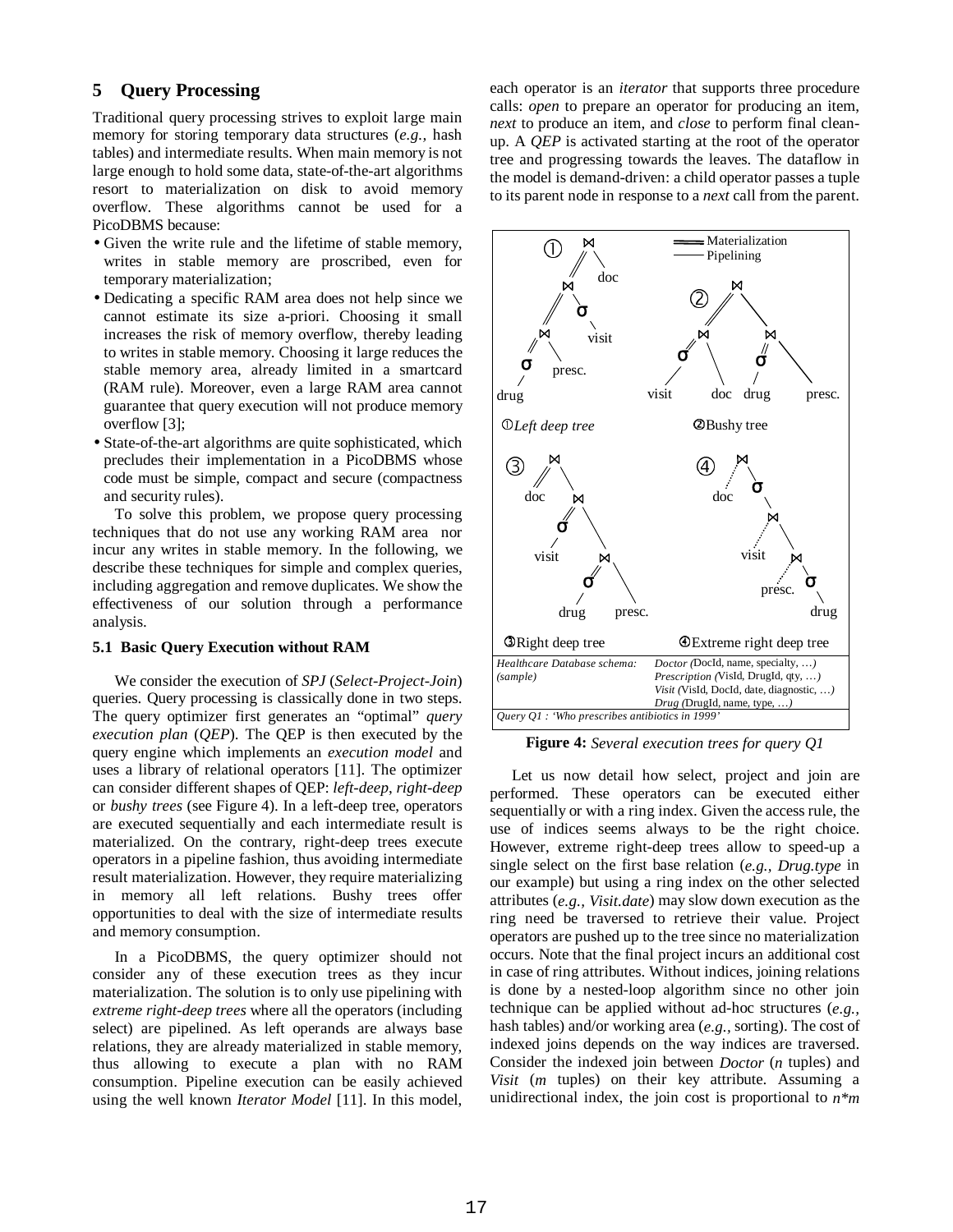## 5 Query Processing

Traditional query processing strives to exploit large main memory for storing temporary data structures (*e.g.,* hash tables) and intermediate results. When main memory is not large enough to hold some data, state-of-the-art algorithms resort to materialization on disk to avoid memory overflow. These algorithms cannot be used for a PicoDBMS because:

- Given the write rule and the lifetime of stable memory, writes in stable memory are proscribed, even for temporary materialization;
- Dedicating a specific RAM area does not help since we cannot estimate its size a-priori. Choosing it small increases the risk of memory overflow, thereby leading to writes in stable memory. Choosing it large reduces the stable memory area, already limited in a smartcard (RAM rule). Moreover, even a large RAM area cannot guarantee that query execution will not produce memory overflow [3];
- State-of-the-art algorithms are quite sophisticated, which precludes their implementation in a PicoDBMS whose code must be simple, compact and secure (compactness and security rules).

To solve this problem, we propose query processing techniques that do not use any working RAM area nor incur any writes in stable memory. In the following, we describe these techniques for simple and complex queries, including aggregation and remove duplicates. We show the effectiveness of our solution through a performance analysis.

### 5.1 Basic Query Execution without RAM

We consider the execution of *SPJ* (*Select-Project-Join*) queries. Query processing is classically done in two steps. The query optimizer first generates an "optimal" *query execution plan* (*QEP*). The QEP is then executed by the query engine which implements an *execution model* and uses a library of relational operators [11]. The optimizer can consider different shapes of QEP: *left-deep*, *right-deep* or *bushy trees* (see Figure 4). In a left-deep tree, operators are executed sequentially and each intermediate result is materialized. On the contrary, right-deep trees execute operators in a pipeline fashion, thus avoiding intermediate result materialization. However, they require materializing in memory all left relations. Bushy trees offer opportunities to deal with the size of intermediate results and memory consumption.

In a PicoDBMS, the query optimizer should not consider any of these execution trees as they incur materialization. The solution is to only use pipelining with *extreme right-deep trees* where all the operators (including select) are pipelined. As left operands are always base relations, they are already materialized in stable memory, thus allowing to execute a plan with no RAM consumption. Pipeline execution can be easily achieved using the well known *Iterator Model* [11]. In this model, each operator is an *iterator* that supports three procedure calls: *open* to prepare an operator for producing an item, *next* to produce an item, and *close* to perform final clean-up. A *QEP* is activated starting at the root of the operator tree and progressing towards the leaves. The dataflow in the model is demand-driven: a child operator passes a tuple to its parent node in response to a *next* call from the parent.

| Healthcare Database schema: (sample) | Doctor (DocId, name, specialty, …) Prescription (VisId, DrugId, qty, …) Visit (VisId, DocId, date, diagnostic, …) Drug (DrugId, name, type, …) |
| --- | --- |

*Query Q1 : 'Who prescribes antibiotics in 1999'*

**Figure 4:** *Several execution trees for query Q1*

Let us now detail how select, project and join are performed. These operators can be executed either sequentially or with a ring index. Given the access rule, the use of indices seems always to be the right choice. However, extreme right-deep trees allow to speed-up a single select on the first base relation (*e.g., Drug.type* in our example) but using a ring index on the other selected attributes (*e.g., Visit.date*) may slow down execution as the ring need be traversed to retrieve their value. Project operators are pushed up to the tree since no materialization occurs. Note that the final project incurs an additional cost in case of ring attributes. Without indices, joining relations is done by a nested-loop algorithm since no other join technique can be applied without ad-hoc structures (*e.g.,* hash tables) and/or working area (*e.g.,* sorting). The cost of indexed joins depends on the way indices are traversed. Consider the indexed join between *Doctor* ($n$ tuples) and *Visit* ($m$ tuples) on their key attribute. Assuming a unidirectional index, the join cost is proportional to $n*m$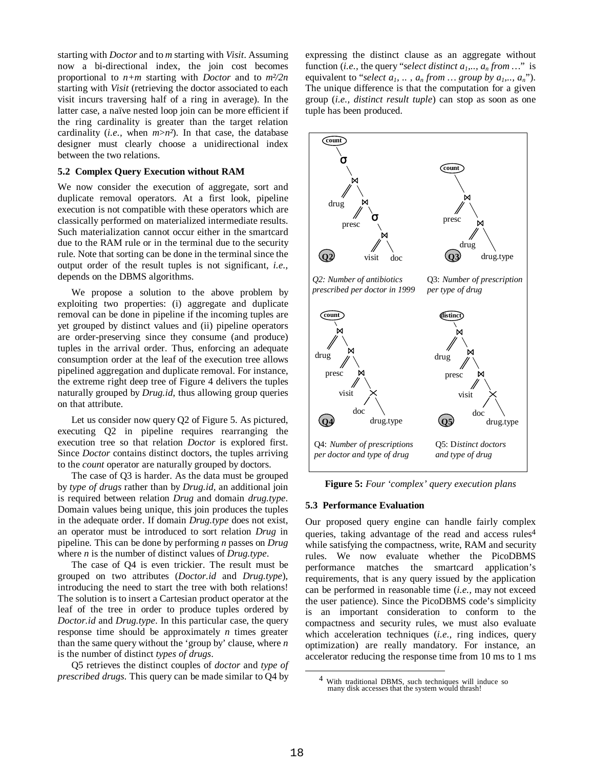starting with *Doctor* and to *m* starting with *Visit*. Assuming now a bi-directional index, the join cost becomes proportional to $n+m$ starting with *Doctor* and to $m^2/2n$ starting with *Visit* (retrieving the doctor associated to each visit incurs traversing half of a ring in average). In the latter case, a naïve nested loop join can be more efficient if the ring cardinality is greater than the target relation cardinality (*i.e.,* when $m>n^2$). In that case, the database designer must clearly choose a unidirectional index between the two relations.

### 5.2 Complex Query Execution without RAM

We now consider the execution of aggregate, sort and duplicate removal operators. At a first look, pipeline execution is not compatible with these operators which are classically performed on materialized intermediate results. Such materialization cannot occur either in the smartcard due to the RAM rule or in the terminal due to the security rule. Note that sorting can be done in the terminal since the output order of the result tuples is not significant, *i.e.,* depends on the DBMS algorithms.

We propose a solution to the above problem by exploiting two properties: (i) aggregate and duplicate removal can be done in pipeline if the incoming tuples are yet grouped by distinct values and (ii) pipeline operators are order-preserving since they consume (and produce) tuples in the arrival order. Thus, enforcing an adequate consumption order at the leaf of the execution tree allows pipelined aggregation and duplicate removal. For instance, the extreme right deep tree of Figure 4 delivers the tuples naturally grouped by *Drug.id*, thus allowing group queries on that attribute.

Let us consider now query Q2 of Figure 5. As pictured, executing Q2 in pipeline requires rearranging the execution tree so that relation *Doctor* is explored first. Since *Doctor* contains distinct doctors, the tuples arriving to the *count* operator are naturally grouped by doctors.

The case of Q3 is harder. As the data must be grouped by *type of drugs* rather than by *Drug.id*, an additional join is required between relation *Drug* and domain *drug.type*. Domain values being unique, this join produces the tuples in the adequate order. If domain *Drug.type* does not exist, an operator must be introduced to sort relation *Drug* in pipeline. This can be done by performing *n* passes on *Drug* where *n* is the number of distinct values of *Drug.type*.

The case of Q4 is even trickier. The result must be grouped on two attributes (*Doctor.id* and *Drug.type*), introducing the need to start the tree with both relations! The solution is to insert a Cartesian product operator at the leaf of the tree in order to produce tuples ordered by *Doctor.id* and *Drug.type*. In this particular case, the query response time should be approximately *n* times greater than the same query without the 'group by' clause, where *n* is the number of distinct *types of drugs*.

Q5 retrieves the distinct couples of *doctor* and *type of prescribed drugs*. This query can be made similar to Q4 by expressing the distinct clause as an aggregate without function (*i.e.,* the query "*select distinct $a_1$,.., $a_n$ from …*" is equivalent to "*select $a_1$, .. , $a_n$ from … group by $a_1$,.., $a_n$*"). The unique difference is that the computation for a given group (*i.e., distinct result tuple*) can stop as soon as one tuple has been produced.

Q2: *Number of antibiotics prescribed per doctor in 1999*

Q3: *Number of prescription per type of drug*

Q4: *Number of prescriptions per doctor and type of drug*

Q5: *Distinct doctors and type of drug*

**Figure 5:** *Four 'complex' query execution plans*

### 5.3 Performance Evaluation

Our proposed query engine can handle fairly complex queries, taking advantage of the read and access rules[4] while satisfying the compactness, write, RAM and security rules. We now evaluate whether the PicoDBMS performance matches the smartcard application's requirements, that is any query issued by the application can be performed in reasonable time (*i.e.,* may not exceed the user patience). Since the PicoDBMS code's simplicity is an important consideration to conform to the compactness and security rules, we must also evaluate which acceleration techniques (*i.e.,* ring indices, query optimization) are really mandatory. For instance, an accelerator reducing the response time from 10 ms to 1 ms

[4] With traditional DBMS, such techniques will induce so many disk accesses that the system would thrash!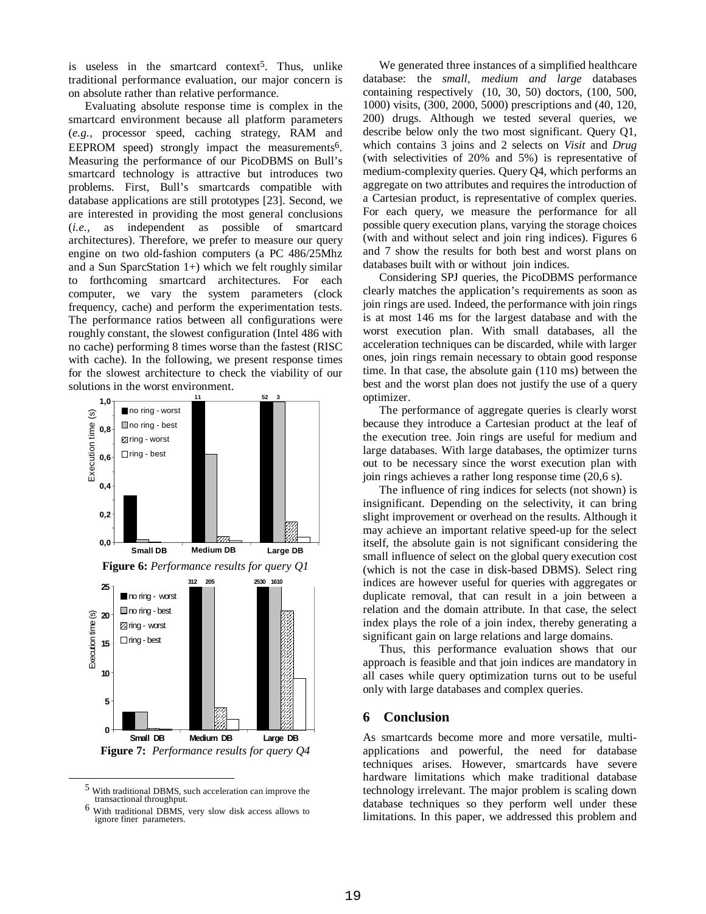is useless in the smartcard context[5]. Thus, unlike traditional performance evaluation, our major concern is on absolute rather than relative performance.

Evaluating absolute response time is complex in the smartcard environment because all platform parameters (*e.g.*, processor speed, caching strategy, RAM and EEPROM speed) strongly impact the measurements[6]. Measuring the performance of our PicoDBMS on Bull's smartcard technology is attractive but introduces two problems. First, Bull's smartcards compatible with database applications are still prototypes [23]. Second, we are interested in providing the most general conclusions (*i.e.*, as independent as possible of smartcard architectures). Therefore, we prefer to measure our query engine on two old-fashion computers (a PC 486/25Mhz and a Sun SparcStation 1+) which we felt roughly similar to forthcoming smartcard architectures. For each computer, we vary the system parameters (clock frequency, cache) and perform the experimentation tests. The performance ratios between all configurations were roughly constant, the slowest configuration (Intel 486 with no cache) performing 8 times worse than the fastest (RISC with cache). In the following, we present response times for the slowest architecture to check the viability of our solutions in the worst environment.

**Figure 6:** *Performance results for query Q1*

**Figure 7:** *Performance results for query Q4*

We generated three instances of a simplified healthcare database: the *small, medium and large* databases containing respectively (10, 30, 50) doctors, (100, 500, 1000) visits, (300, 2000, 5000) prescriptions and (40, 120, 200) drugs. Although we tested several queries, we describe below only the two most significant. Query Q1, which contains 3 joins and 2 selects on *Visit* and *Drug* (with selectivities of 20% and 5%) is representative of medium-complexity queries. Query Q4, which performs an aggregate on two attributes and requires the introduction of a Cartesian product, is representative of complex queries. For each query, we measure the performance for all possible query execution plans, varying the storage choices (with and without select and join ring indices). Figures 6 and 7 show the results for both best and worst plans on databases built with or without join indices.

Considering SPJ queries, the PicoDBMS performance clearly matches the application's requirements as soon as join rings are used. Indeed, the performance with join rings is at most 146 ms for the largest database and with the worst execution plan. With small databases, all the acceleration techniques can be discarded, while with larger ones, join rings remain necessary to obtain good response time. In that case, the absolute gain (110 ms) between the best and the worst plan does not justify the use of a query optimizer.

The performance of aggregate queries is clearly worst because they introduce a Cartesian product at the leaf of the execution tree. Join rings are useful for medium and large databases. With large databases, the optimizer turns out to be necessary since the worst execution plan with join rings achieves a rather long response time (20,6 s).

The influence of ring indices for selects (not shown) is insignificant. Depending on the selectivity, it can bring slight improvement or overhead on the results. Although it may achieve an important relative speed-up for the select itself, the absolute gain is not significant considering the small influence of select on the global query execution cost (which is not the case in disk-based DBMS). Select ring indices are however useful for queries with aggregates or duplicate removal, that can result in a join between a relation and the domain attribute. In that case, the select index plays the role of a join index, thereby generating a significant gain on large relations and large domains.

Thus, this performance evaluation shows that our approach is feasible and that join indices are mandatory in all cases while query optimization turns out to be useful only with large databases and complex queries.

## 6 Conclusion

As smartcards become more and more versatile, multi-applications and powerful, the need for database techniques arises. However, smartcards have severe hardware limitations which make traditional database technology irrelevant. The major problem is scaling down database techniques so they perform well under these limitations. In this paper, we addressed this problem and

[5] With traditional DBMS, such acceleration can improve the transactional throughput.

[6] With traditional DBMS, very slow disk access allows to ignore finer parameters.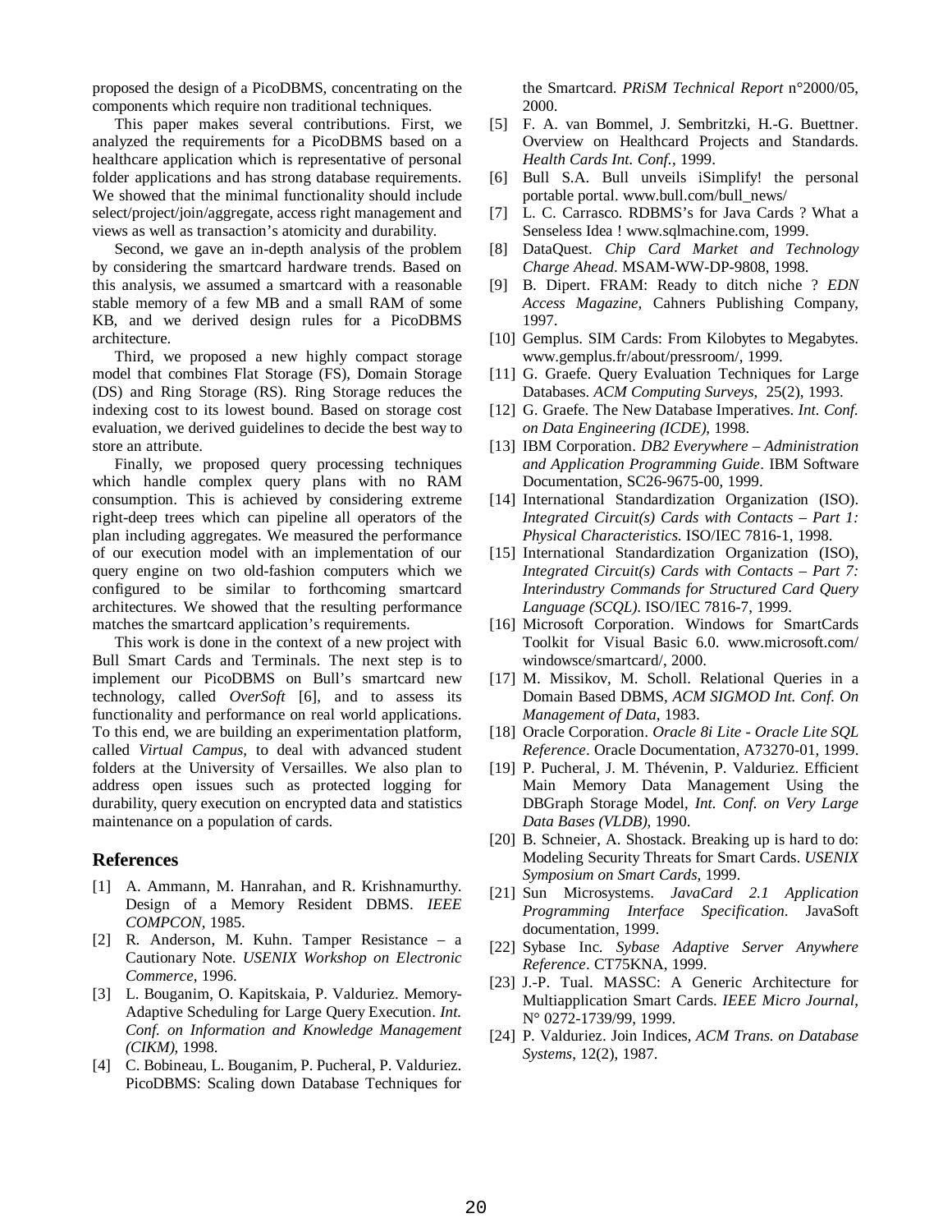proposed the design of a PicoDBMS, concentrating on the components which require non traditional techniques.

This paper makes several contributions. First, we analyzed the requirements for a PicoDBMS based on a healthcare application which is representative of personal folder applications and has strong database requirements. We showed that the minimal functionality should include select/project/join/aggregate, access right management and views as well as transaction's atomicity and durability.

Second, we gave an in-depth analysis of the problem by considering the smartcard hardware trends. Based on this analysis, we assumed a smartcard with a reasonable stable memory of a few MB and a small RAM of some KB, and we derived design rules for a PicoDBMS architecture.

Third, we proposed a new highly compact storage model that combines Flat Storage (FS), Domain Storage (DS) and Ring Storage (RS). Ring Storage reduces the indexing cost to its lowest bound. Based on storage cost evaluation, we derived guidelines to decide the best way to store an attribute.

Finally, we proposed query processing techniques which handle complex query plans with no RAM consumption. This is achieved by considering extreme right-deep trees which can pipeline all operators of the plan including aggregates. We measured the performance of our execution model with an implementation of our query engine on two old-fashion computers which we configured to be similar to forthcoming smartcard architectures. We showed that the resulting performance matches the smartcard application's requirements.

This work is done in the context of a new project with Bull Smart Cards and Terminals. The next step is to implement our PicoDBMS on Bull's smartcard new technology, called *OverSoft* [6], and to assess its functionality and performance on real world applications. To this end, we are building an experimentation platform, called *Virtual Campus*, to deal with advanced student folders at the University of Versailles. We also plan to address open issues such as protected logging for durability, query execution on encrypted data and statistics maintenance on a population of cards.

## References

[1] A. Ammann, M. Hanrahan, and R. Krishnamurthy. Design of a Memory Resident DBMS. *IEEE COMPCON*, 1985.

[2] R. Anderson, M. Kuhn. Tamper Resistance – a Cautionary Note. *USENIX Workshop on Electronic Commerce*, 1996.

[3] L. Bouganim, O. Kapitskaia, P. Valduriez. Memory-Adaptive Scheduling for Large Query Execution. *Int. Conf. on Information and Knowledge Management (CIKM)*, 1998.

[4] C. Bobineau, L. Bouganim, P. Pucheral, P. Valduriez. PicoDBMS: Scaling down Database Techniques for the Smartcard. *PRiSM Technical Report* n°2000/05, 2000.

[5] F. A. van Bommel, J. Sembritzki, H.-G. Buettner. Overview on Healthcard Projects and Standards. *Health Cards Int. Conf.*, 1999.

[6] Bull S.A. Bull unveils iSimplify! the personal portable portal. www.bull.com/bull_news/

[7] L. C. Carrasco. RDBMS's for Java Cards ? What a Senseless Idea ! www.sqlmachine.com, 1999.

[8] DataQuest. *Chip Card Market and Technology Charge Ahead*. MSAM-WW-DP-9808, 1998.

[9] B. Dipert. FRAM: Ready to ditch niche ? *EDN Access Magazine*, Cahners Publishing Company, 1997.

[10] Gemplus. SIM Cards: From Kilobytes to Megabytes. www.gemplus.fr/about/pressroom/, 1999.

[11] G. Graefe. Query Evaluation Techniques for Large Databases. *ACM Computing Surveys*, 25(2), 1993.

[12] G. Graefe. The New Database Imperatives. *Int. Conf. on Data Engineering (ICDE)*, 1998.

[13] IBM Corporation. *DB2 Everywhere – Administration and Application Programming Guide*. IBM Software Documentation, SC26-9675-00, 1999.

[14] International Standardization Organization (ISO). *Integrated Circuit(s) Cards with Contacts – Part 1: Physical Characteristics*. ISO/IEC 7816-1, 1998.

[15] International Standardization Organization (ISO), *Integrated Circuit(s) Cards with Contacts – Part 7: Interindustry Commands for Structured Card Query Language (SCQL)*. ISO/IEC 7816-7, 1999.

[16] Microsoft Corporation. Windows for SmartCards Toolkit for Visual Basic 6.0. www.microsoft.com/windowsce/smartcard/, 2000.

[17] M. Missikov, M. Scholl. Relational Queries in a Domain Based DBMS, *ACM SIGMOD Int. Conf. On Management of Data*, 1983.

[18] Oracle Corporation. *Oracle 8i Lite - Oracle Lite SQL Reference*. Oracle Documentation, A73270-01, 1999.

[19] P. Pucheral, J. M. Thévenin, P. Valduriez. Efficient Main Memory Data Management Using the DBGraph Storage Model, *Int. Conf. on Very Large Data Bases (VLDB)*, 1990.

[20] B. Schneier, A. Shostack. Breaking up is hard to do: Modeling Security Threats for Smart Cards. *USENIX Symposium on Smart Cards*, 1999.

[21] Sun Microsystems. *JavaCard 2.1 Application Programming Interface Specification*. JavaSoft documentation, 1999.

[22] Sybase Inc. *Sybase Adaptive Server Anywhere Reference*. CT75KNA, 1999.

[23] J.-P. Tual. MASSC: A Generic Architecture for Multiapplication Smart Cards. *IEEE Micro Journal*, N° 0272-1739/99, 1999.

[24] P. Valduriez. Join Indices, *ACM Trans. on Database Systems*, 12(2), 1987.